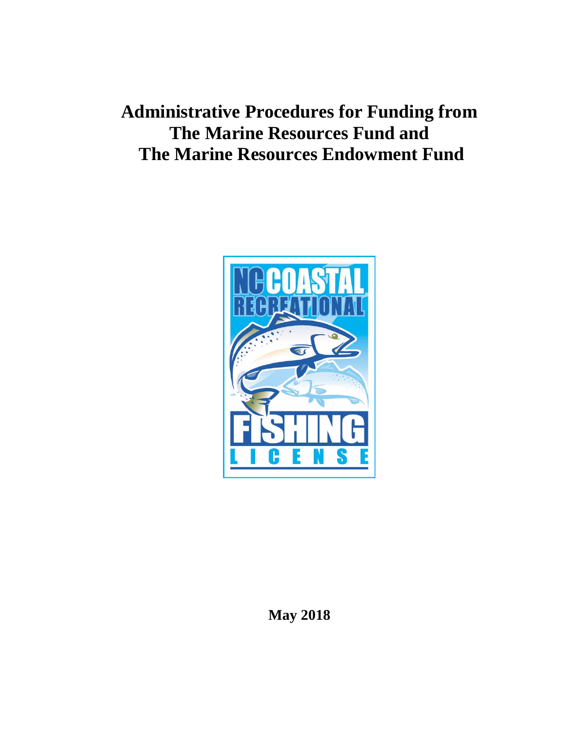# Administrative Procedures for Funding from The Marine Resources Fund and The Marine Resources Endowment Fund

**May 2018**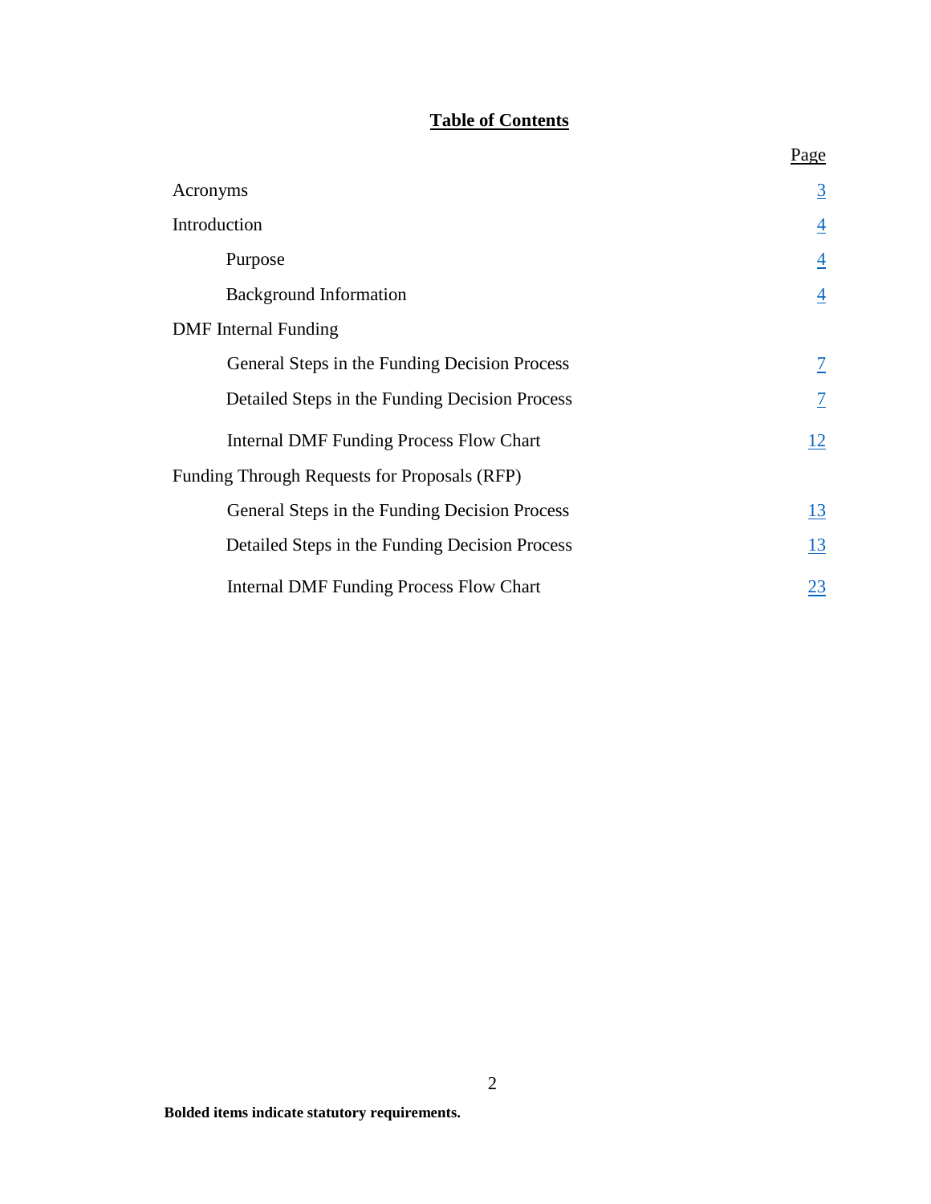# Table of Contents

| | Page |
|---|---|
| Acronyms | 3 |
| Introduction | 4 |
| Purpose | 4 |
| Background Information | 4 |
| DMF Internal Funding | |
| General Steps in the Funding Decision Process | 7 |
| Detailed Steps in the Funding Decision Process | 7 |
| Internal DMF Funding Process Flow Chart | 12 |
| Funding Through Requests for Proposals (RFP) | |
| General Steps in the Funding Decision Process | 13 |
| Detailed Steps in the Funding Decision Process | 13 |
| Internal DMF Funding Process Flow Chart | 23 |

**Bolded items indicate statutory requirements.**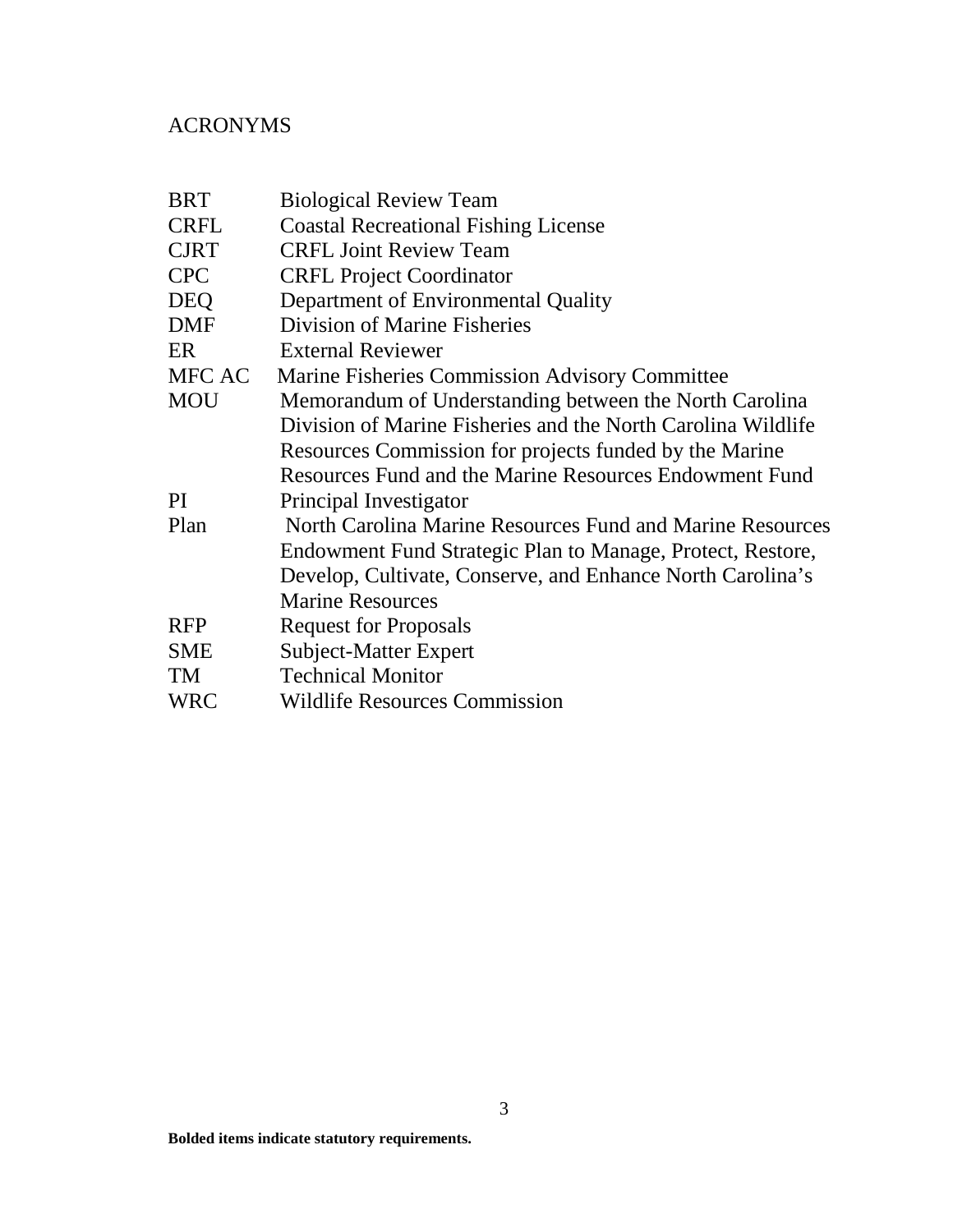# ACRONYMS

| | |
|---|---|
| BRT | Biological Review Team |
| CRFL | Coastal Recreational Fishing License |
| CJRT | CRFL Joint Review Team |
| CPC | CRFL Project Coordinator |
| DEQ | Department of Environmental Quality |
| DMF | Division of Marine Fisheries |
| ER | External Reviewer |
| MFC AC | Marine Fisheries Commission Advisory Committee |
| MOU | Memorandum of Understanding between the North Carolina Division of Marine Fisheries and the North Carolina Wildlife Resources Commission for projects funded by the Marine Resources Fund and the Marine Resources Endowment Fund |
| PI | Principal Investigator |
| Plan | North Carolina Marine Resources Fund and Marine Resources Endowment Fund Strategic Plan to Manage, Protect, Restore, Develop, Cultivate, Conserve, and Enhance North Carolina's Marine Resources |
| RFP | Request for Proposals |
| SME | Subject-Matter Expert |
| TM | Technical Monitor |
| WRC | Wildlife Resources Commission |

**Bolded items indicate statutory requirements.**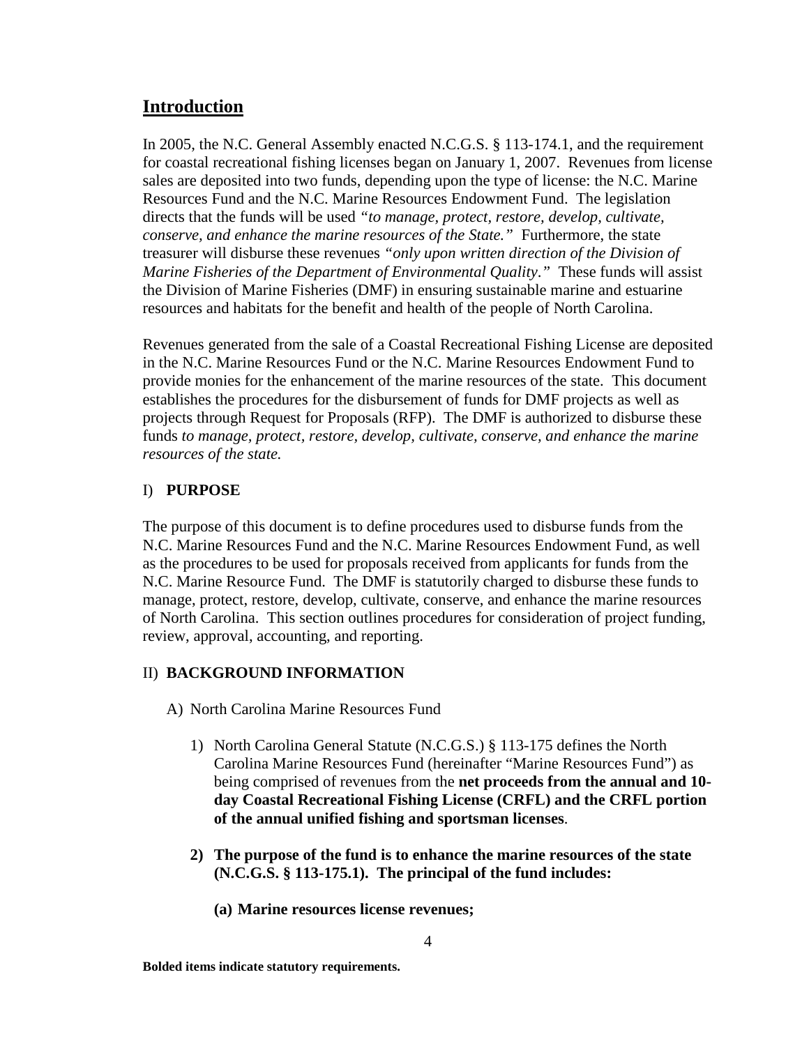## Introduction

In 2005, the N.C. General Assembly enacted N.C.G.S. § 113-174.1, and the requirement for coastal recreational fishing licenses began on January 1, 2007. Revenues from license sales are deposited into two funds, depending upon the type of license: the N.C. Marine Resources Fund and the N.C. Marine Resources Endowment Fund. The legislation directs that the funds will be used *"to manage, protect, restore, develop, cultivate, conserve, and enhance the marine resources of the State."* Furthermore, the state treasurer will disburse these revenues *"only upon written direction of the Division of Marine Fisheries of the Department of Environmental Quality."* These funds will assist the Division of Marine Fisheries (DMF) in ensuring sustainable marine and estuarine resources and habitats for the benefit and health of the people of North Carolina.

Revenues generated from the sale of a Coastal Recreational Fishing License are deposited in the N.C. Marine Resources Fund or the N.C. Marine Resources Endowment Fund to provide monies for the enhancement of the marine resources of the state. This document establishes the procedures for the disbursement of funds for DMF projects as well as projects through Request for Proposals (RFP). The DMF is authorized to disburse these funds *to manage, protect, restore, develop, cultivate, conserve, and enhance the marine resources of the state.*

### I) **PURPOSE**

The purpose of this document is to define procedures used to disburse funds from the N.C. Marine Resources Fund and the N.C. Marine Resources Endowment Fund, as well as the procedures to be used for proposals received from applicants for funds from the N.C. Marine Resource Fund. The DMF is statutorily charged to disburse these funds to manage, protect, restore, develop, cultivate, conserve, and enhance the marine resources of North Carolina. This section outlines procedures for consideration of project funding, review, approval, accounting, and reporting.

### II) **BACKGROUND INFORMATION**

A) North Carolina Marine Resources Fund

1) North Carolina General Statute (N.C.G.S.) § 113-175 defines the North Carolina Marine Resources Fund (hereinafter "Marine Resources Fund") as being comprised of revenues from the **net proceeds from the annual and 10-day Coastal Recreational Fishing License (CRFL) and the CRFL portion of the annual unified fishing and sportsman licenses**.

2) **The purpose of the fund is to enhance the marine resources of the state (N.C.G.S. § 113-175.1). The principal of the fund includes:**

   **(a) Marine resources license revenues;**

**Bolded items indicate statutory requirements.**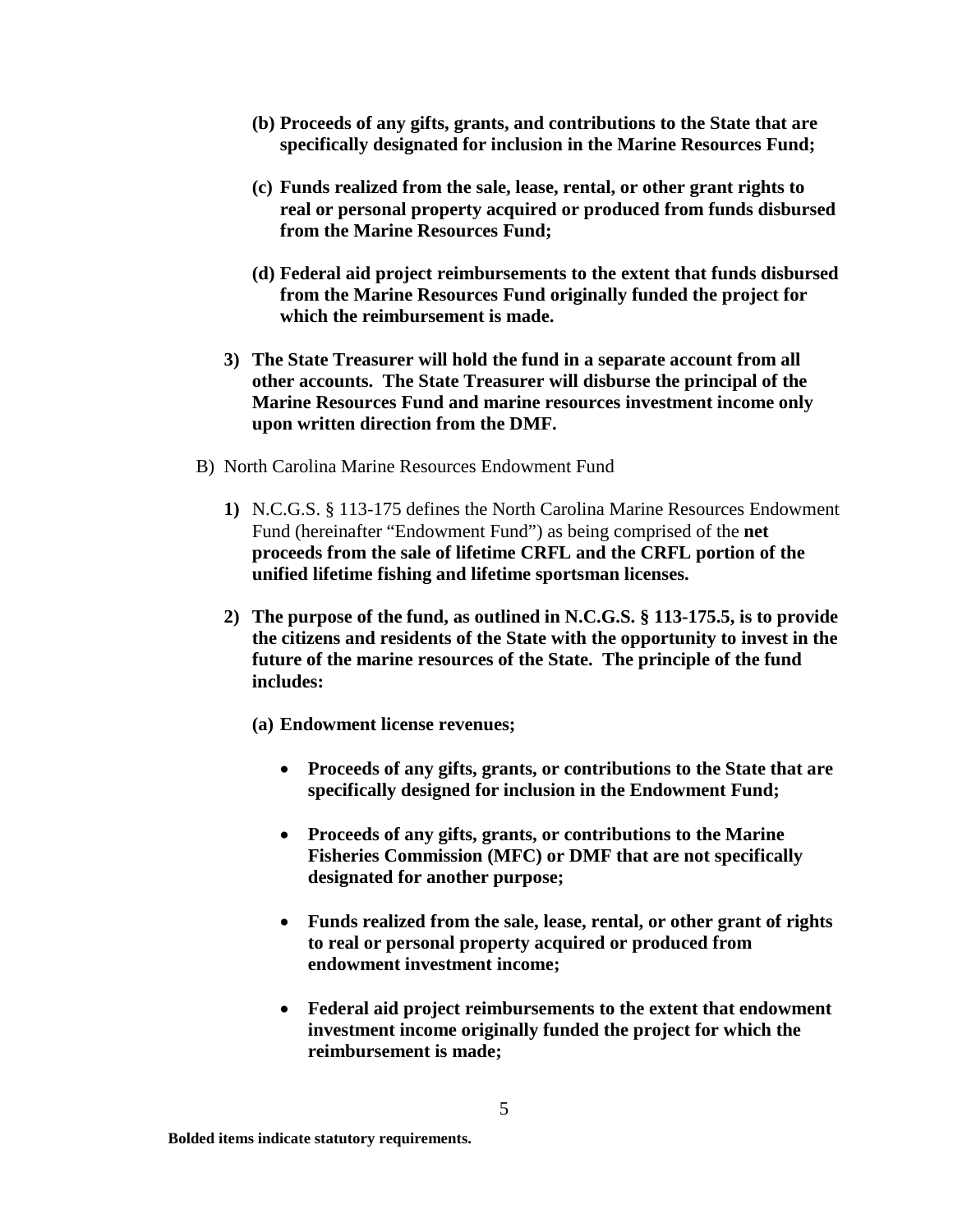- **(b) Proceeds of any gifts, grants, and contributions to the State that are specifically designated for inclusion in the Marine Resources Fund;**

   - **(c) Funds realized from the sale, lease, rental, or other grant rights to real or personal property acquired or produced from funds disbursed from the Marine Resources Fund;**

   - **(d) Federal aid project reimbursements to the extent that funds disbursed from the Marine Resources Fund originally funded the project for which the reimbursement is made.**

3) **The State Treasurer will hold the fund in a separate account from all other accounts. The State Treasurer will disburse the principal of the Marine Resources Fund and marine resources investment income only upon written direction from the DMF.**

B) North Carolina Marine Resources Endowment Fund

1) N.C.G.S. § 113-175 defines the North Carolina Marine Resources Endowment Fund (hereinafter "Endowment Fund") as being comprised of the **net proceeds from the sale of lifetime CRFL and the CRFL portion of the unified lifetime fishing and lifetime sportsman licenses.**

2) **The purpose of the fund, as outlined in N.C.G.S. § 113-175.5, is to provide the citizens and residents of the State with the opportunity to invest in the future of the marine resources of the State. The principle of the fund includes:**

   - **(a) Endowment license revenues;**

     - **Proceeds of any gifts, grants, or contributions to the State that are specifically designed for inclusion in the Endowment Fund;**

     - **Proceeds of any gifts, grants, or contributions to the Marine Fisheries Commission (MFC) or DMF that are not specifically designated for another purpose;**

     - **Funds realized from the sale, lease, rental, or other grant of rights to real or personal property acquired or produced from endowment investment income;**

     - **Federal aid project reimbursements to the extent that endowment investment income originally funded the project for which the reimbursement is made;**

**Bolded items indicate statutory requirements.**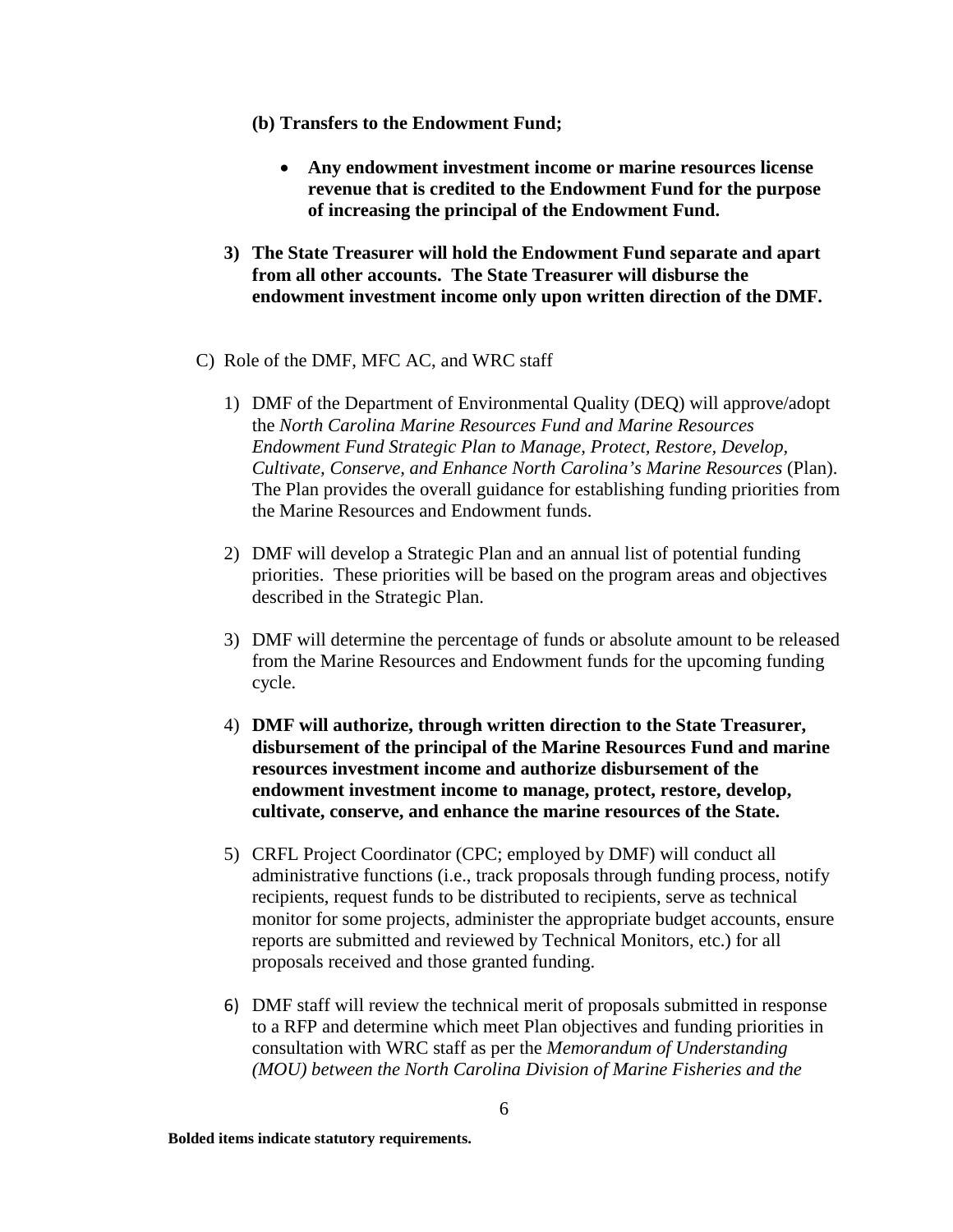**(b) Transfers to the Endowment Fund;**

- **Any endowment investment income or marine resources license revenue that is credited to the Endowment Fund for the purpose of increasing the principal of the Endowment Fund.**

**3) The State Treasurer will hold the Endowment Fund separate and apart from all other accounts. The State Treasurer will disburse the endowment investment income only upon written direction of the DMF.**

C) Role of the DMF, MFC AC, and WRC staff

1) DMF of the Department of Environmental Quality (DEQ) will approve/adopt the *North Carolina Marine Resources Fund and Marine Resources Endowment Fund Strategic Plan to Manage, Protect, Restore, Develop, Cultivate, Conserve, and Enhance North Carolina's Marine Resources* (Plan). The Plan provides the overall guidance for establishing funding priorities from the Marine Resources and Endowment funds.

2) DMF will develop a Strategic Plan and an annual list of potential funding priorities. These priorities will be based on the program areas and objectives described in the Strategic Plan.

3) DMF will determine the percentage of funds or absolute amount to be released from the Marine Resources and Endowment funds for the upcoming funding cycle.

4) **DMF will authorize, through written direction to the State Treasurer, disbursement of the principal of the Marine Resources Fund and marine resources investment income and authorize disbursement of the endowment investment income to manage, protect, restore, develop, cultivate, conserve, and enhance the marine resources of the State.**

5) CRFL Project Coordinator (CPC; employed by DMF) will conduct all administrative functions (i.e., track proposals through funding process, notify recipients, request funds to be distributed to recipients, serve as technical monitor for some projects, administer the appropriate budget accounts, ensure reports are submitted and reviewed by Technical Monitors, etc.) for all proposals received and those granted funding.

6) DMF staff will review the technical merit of proposals submitted in response to a RFP and determine which meet Plan objectives and funding priorities in consultation with WRC staff as per the *Memorandum of Understanding (MOU) between the North Carolina Division of Marine Fisheries and the*

**Bolded items indicate statutory requirements.**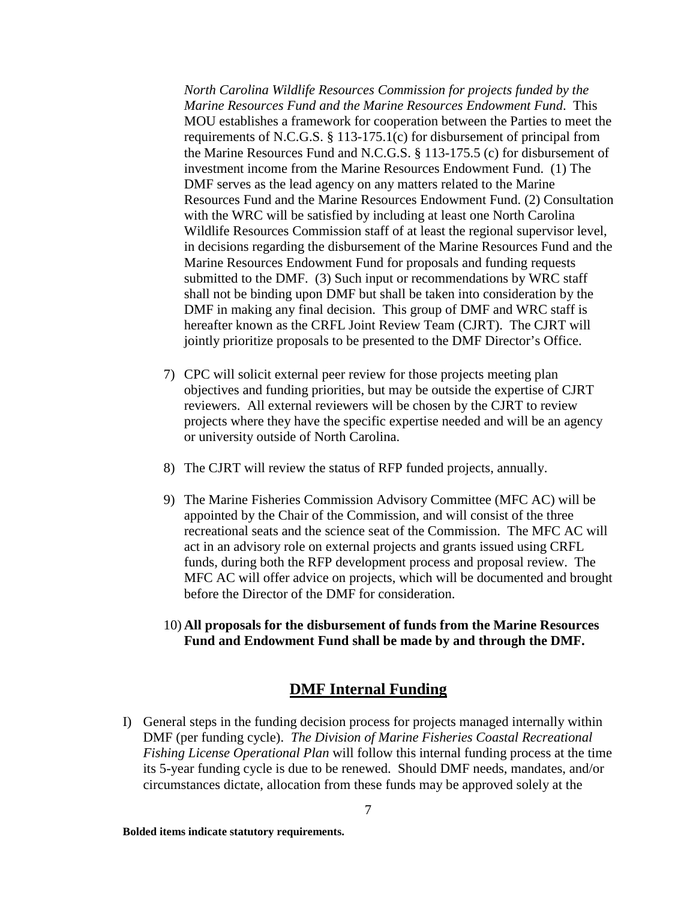*North Carolina Wildlife Resources Commission for projects funded by the Marine Resources Fund and the Marine Resources Endowment Fund*. This MOU establishes a framework for cooperation between the Parties to meet the requirements of N.C.G.S. § 113-175.1(c) for disbursement of principal from the Marine Resources Fund and N.C.G.S. § 113-175.5 (c) for disbursement of investment income from the Marine Resources Endowment Fund. (1) The DMF serves as the lead agency on any matters related to the Marine Resources Fund and the Marine Resources Endowment Fund. (2) Consultation with the WRC will be satisfied by including at least one North Carolina Wildlife Resources Commission staff of at least the regional supervisor level, in decisions regarding the disbursement of the Marine Resources Fund and the Marine Resources Endowment Fund for proposals and funding requests submitted to the DMF. (3) Such input or recommendations by WRC staff shall not be binding upon DMF but shall be taken into consideration by the DMF in making any final decision. This group of DMF and WRC staff is hereafter known as the CRFL Joint Review Team (CJRT). The CJRT will jointly prioritize proposals to be presented to the DMF Director's Office.

7) CPC will solicit external peer review for those projects meeting plan objectives and funding priorities, but may be outside the expertise of CJRT reviewers. All external reviewers will be chosen by the CJRT to review projects where they have the specific expertise needed and will be an agency or university outside of North Carolina.

8) The CJRT will review the status of RFP funded projects, annually.

9) The Marine Fisheries Commission Advisory Committee (MFC AC) will be appointed by the Chair of the Commission, and will consist of the three recreational seats and the science seat of the Commission. The MFC AC will act in an advisory role on external projects and grants issued using CRFL funds, during both the RFP development process and proposal review. The MFC AC will offer advice on projects, which will be documented and brought before the Director of the DMF for consideration.

10) **All proposals for the disbursement of funds from the Marine Resources Fund and Endowment Fund shall be made by and through the DMF.**

## DMF Internal Funding

I) General steps in the funding decision process for projects managed internally within DMF (per funding cycle). *The Division of Marine Fisheries Coastal Recreational Fishing License Operational Plan* will follow this internal funding process at the time its 5-year funding cycle is due to be renewed. Should DMF needs, mandates, and/or circumstances dictate, allocation from these funds may be approved solely at the

**Bolded items indicate statutory requirements.**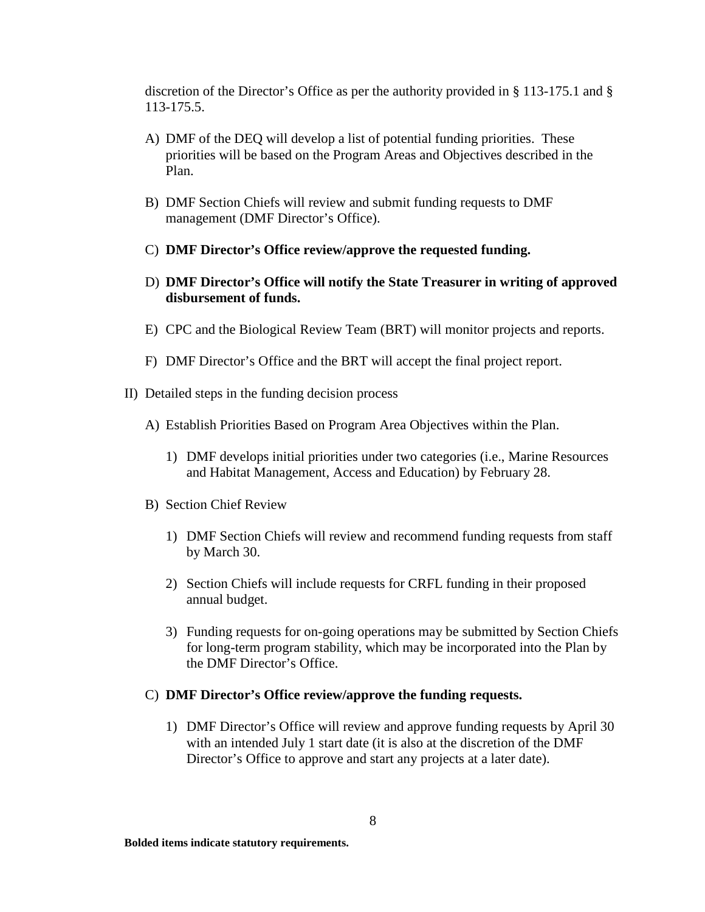discretion of the Director's Office as per the authority provided in § 113-175.1 and § 113-175.5.

A) DMF of the DEQ will develop a list of potential funding priorities. These priorities will be based on the Program Areas and Objectives described in the Plan.

B) DMF Section Chiefs will review and submit funding requests to DMF management (DMF Director's Office).

C) **DMF Director's Office review/approve the requested funding.**

D) **DMF Director's Office will notify the State Treasurer in writing of approved disbursement of funds.**

E) CPC and the Biological Review Team (BRT) will monitor projects and reports.

F) DMF Director's Office and the BRT will accept the final project report.

II) Detailed steps in the funding decision process

A) Establish Priorities Based on Program Area Objectives within the Plan.

1) DMF develops initial priorities under two categories (i.e., Marine Resources and Habitat Management, Access and Education) by February 28.

B) Section Chief Review

1) DMF Section Chiefs will review and recommend funding requests from staff by March 30.

2) Section Chiefs will include requests for CRFL funding in their proposed annual budget.

3) Funding requests for on-going operations may be submitted by Section Chiefs for long-term program stability, which may be incorporated into the Plan by the DMF Director's Office.

C) **DMF Director's Office review/approve the funding requests.**

1) DMF Director's Office will review and approve funding requests by April 30 with an intended July 1 start date (it is also at the discretion of the DMF Director's Office to approve and start any projects at a later date).

**Bolded items indicate statutory requirements.**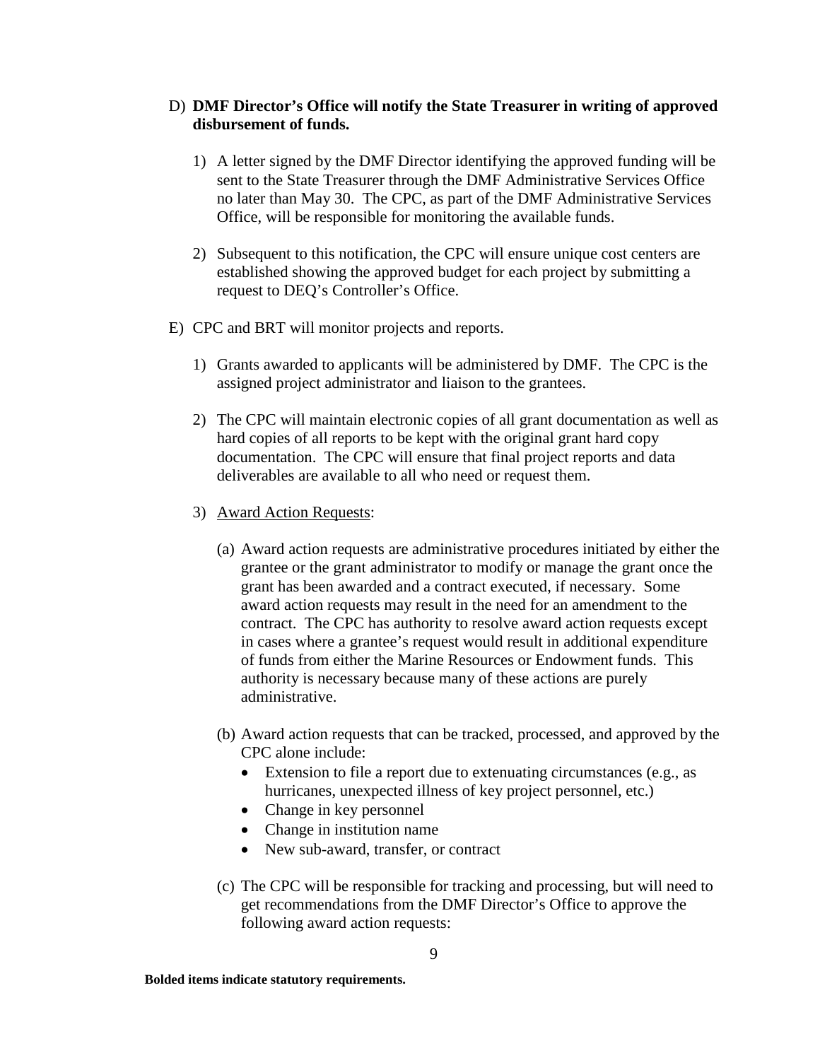D) **DMF Director's Office will notify the State Treasurer in writing of approved disbursement of funds.**

1) A letter signed by the DMF Director identifying the approved funding will be sent to the State Treasurer through the DMF Administrative Services Office no later than May 30. The CPC, as part of the DMF Administrative Services Office, will be responsible for monitoring the available funds.

2) Subsequent to this notification, the CPC will ensure unique cost centers are established showing the approved budget for each project by submitting a request to DEQ's Controller's Office.

E) CPC and BRT will monitor projects and reports.

1) Grants awarded to applicants will be administered by DMF. The CPC is the assigned project administrator and liaison to the grantees.

2) The CPC will maintain electronic copies of all grant documentation as well as hard copies of all reports to be kept with the original grant hard copy documentation. The CPC will ensure that final project reports and data deliverables are available to all who need or request them.

3) <u>Award Action Requests</u>:

(a) Award action requests are administrative procedures initiated by either the grantee or the grant administrator to modify or manage the grant once the grant has been awarded and a contract executed, if necessary. Some award action requests may result in the need for an amendment to the contract. The CPC has authority to resolve award action requests except in cases where a grantee's request would result in additional expenditure of funds from either the Marine Resources or Endowment funds. This authority is necessary because many of these actions are purely administrative.

(b) Award action requests that can be tracked, processed, and approved by the CPC alone include:

- Extension to file a report due to extenuating circumstances (e.g., as hurricanes, unexpected illness of key project personnel, etc.)
- Change in key personnel
- Change in institution name
- New sub-award, transfer, or contract

(c) The CPC will be responsible for tracking and processing, but will need to get recommendations from the DMF Director's Office to approve the following award action requests:

**Bolded items indicate statutory requirements.**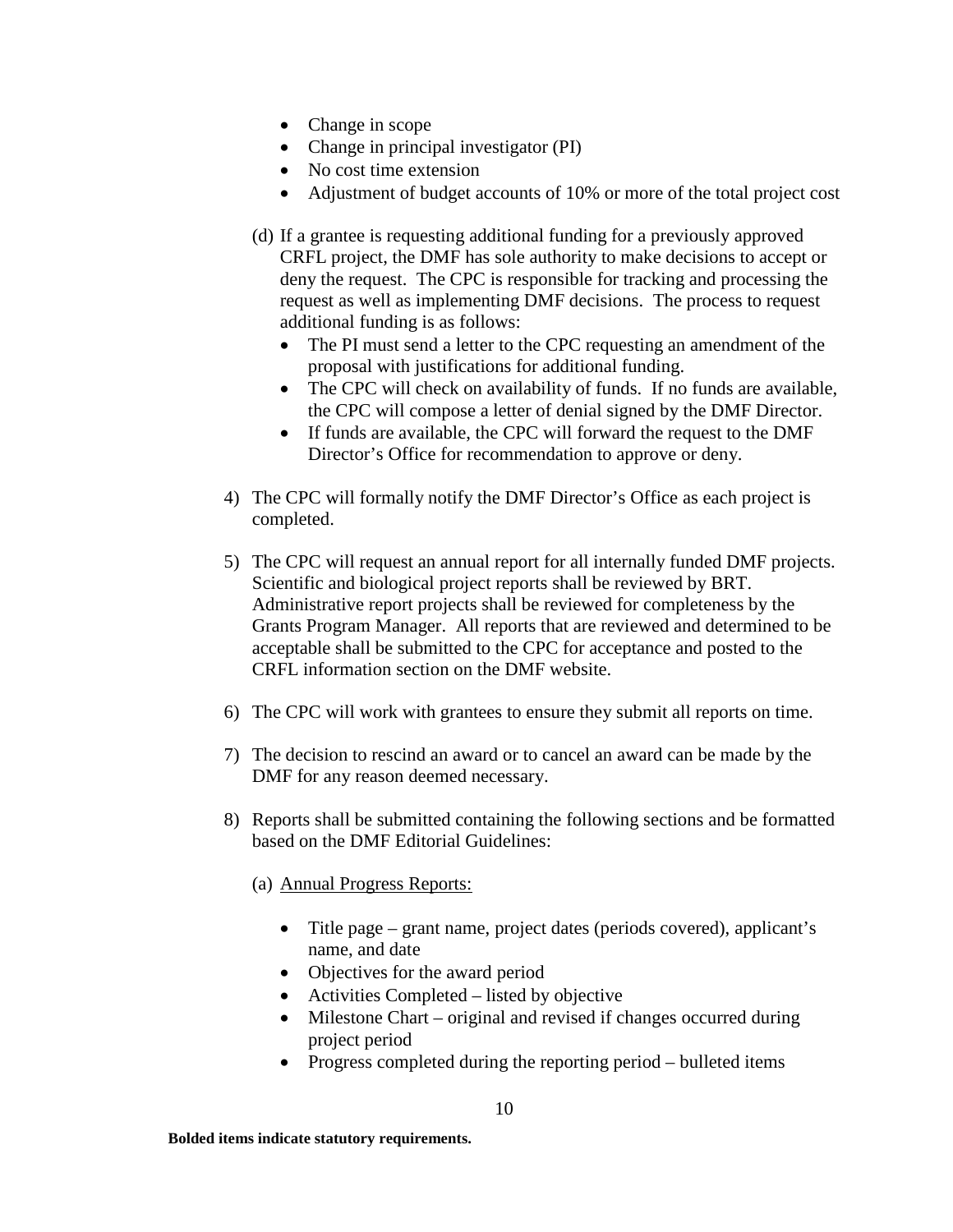- Change in scope
- Change in principal investigator (PI)
- No cost time extension
- Adjustment of budget accounts of 10% or more of the total project cost

(d) If a grantee is requesting additional funding for a previously approved CRFL project, the DMF has sole authority to make decisions to accept or deny the request. The CPC is responsible for tracking and processing the request as well as implementing DMF decisions. The process to request additional funding is as follows:

- The PI must send a letter to the CPC requesting an amendment of the proposal with justifications for additional funding.
- The CPC will check on availability of funds. If no funds are available, the CPC will compose a letter of denial signed by the DMF Director.
- If funds are available, the CPC will forward the request to the DMF Director's Office for recommendation to approve or deny.

4) The CPC will formally notify the DMF Director's Office as each project is completed.

5) The CPC will request an annual report for all internally funded DMF projects. Scientific and biological project reports shall be reviewed by BRT. Administrative report projects shall be reviewed for completeness by the Grants Program Manager. All reports that are reviewed and determined to be acceptable shall be submitted to the CPC for acceptance and posted to the CRFL information section on the DMF website.

6) The CPC will work with grantees to ensure they submit all reports on time.

7) The decision to rescind an award or to cancel an award can be made by the DMF for any reason deemed necessary.

8) Reports shall be submitted containing the following sections and be formatted based on the DMF Editorial Guidelines:

(a) Annual Progress Reports:

- Title page – grant name, project dates (periods covered), applicant's name, and date
- Objectives for the award period
- Activities Completed – listed by objective
- Milestone Chart – original and revised if changes occurred during project period
- Progress completed during the reporting period – bulleted items

**Bolded items indicate statutory requirements.**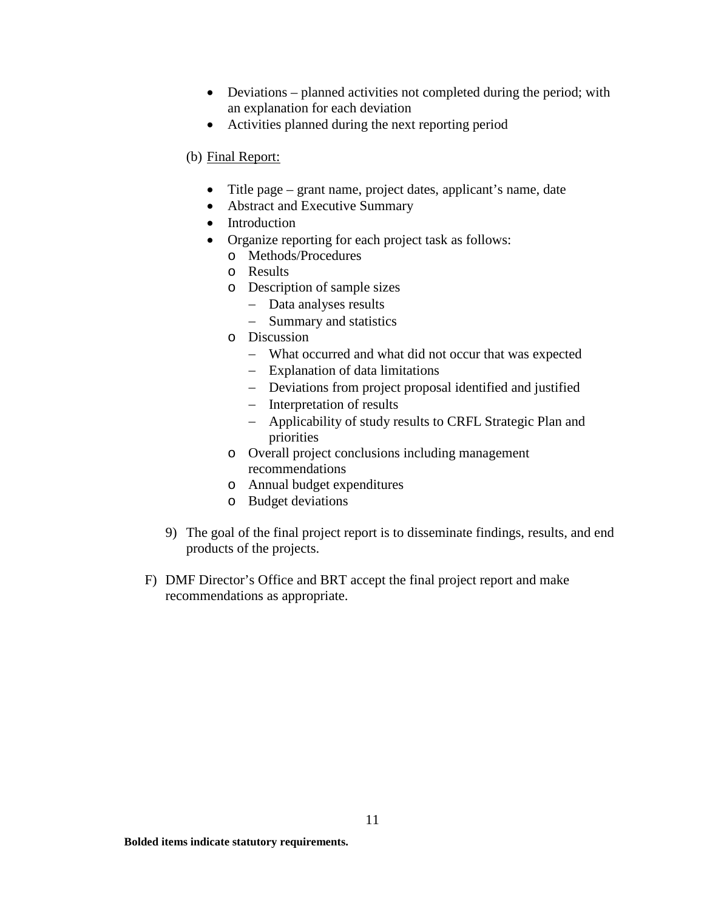- Deviations – planned activities not completed during the period; with an explanation for each deviation
- Activities planned during the next reporting period

(b) <u>Final Report:</u>

- Title page – grant name, project dates, applicant's name, date
- Abstract and Executive Summary
- Introduction
- Organize reporting for each project task as follows:
  - Methods/Procedures
  - Results
  - Description of sample sizes
    - Data analyses results
    - Summary and statistics
  - Discussion
    - What occurred and what did not occur that was expected
    - Explanation of data limitations
    - Deviations from project proposal identified and justified
    - Interpretation of results
    - Applicability of study results to CRFL Strategic Plan and priorities
  - Overall project conclusions including management recommendations
  - Annual budget expenditures
  - Budget deviations

9) The goal of the final project report is to disseminate findings, results, and end products of the projects.

F) DMF Director's Office and BRT accept the final project report and make recommendations as appropriate.

**Bolded items indicate statutory requirements.**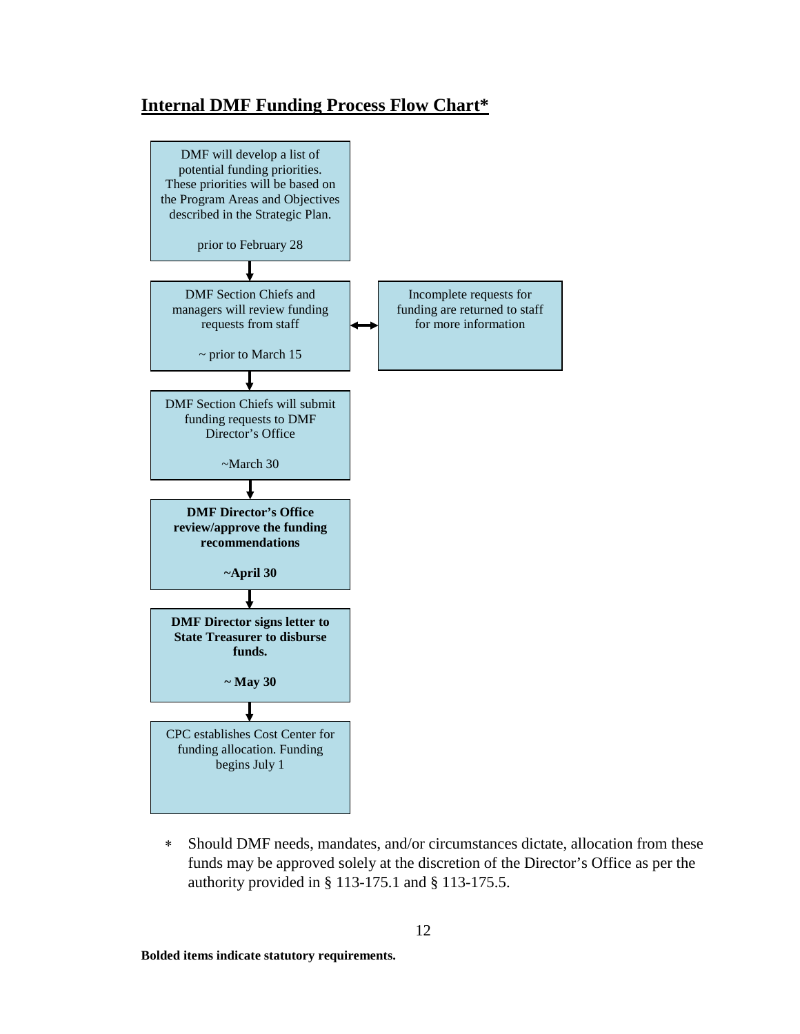## Internal DMF Funding Process Flow Chart*

DMF will develop a list of potential funding priorities. These priorities will be based on the Program Areas and Objectives described in the Strategic Plan.

prior to February 28

↓

DMF Section Chiefs and managers will review funding requests from staff

~ prior to March 15

↔ Incomplete requests for funding are returned to staff for more information

↓

DMF Section Chiefs will submit funding requests to DMF Director's Office

~March 30

↓

**DMF Director's Office review/approve the funding recommendations**

**~April 30**

↓

**DMF Director signs letter to State Treasurer to disburse funds.**

**~ May 30**

↓

CPC establishes Cost Center for funding allocation. Funding begins July 1

- * Should DMF needs, mandates, and/or circumstances dictate, allocation from these funds may be approved solely at the discretion of the Director's Office as per the authority provided in § 113-175.1 and § 113-175.5.

**Bolded items indicate statutory requirements.**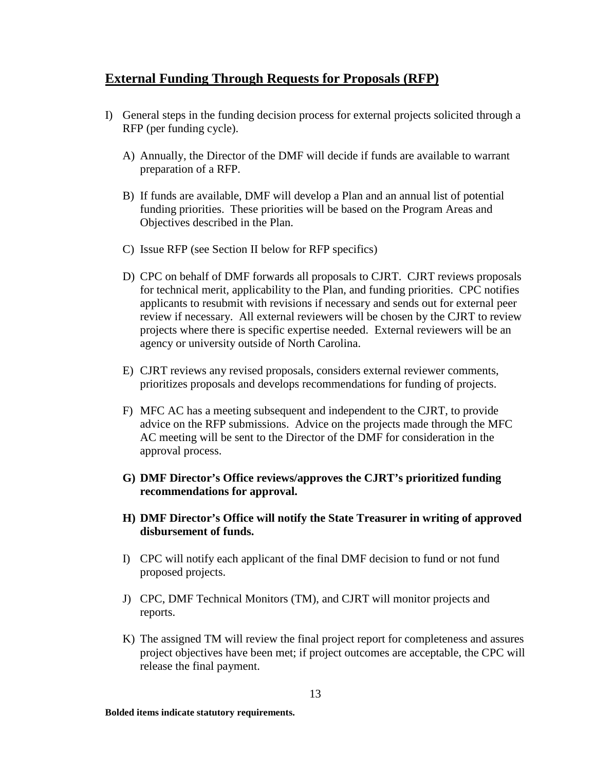## External Funding Through Requests for Proposals (RFP)

I) General steps in the funding decision process for external projects solicited through a RFP (per funding cycle).

   A) Annually, the Director of the DMF will decide if funds are available to warrant preparation of a RFP.

   B) If funds are available, DMF will develop a Plan and an annual list of potential funding priorities. These priorities will be based on the Program Areas and Objectives described in the Plan.

   C) Issue RFP (see Section II below for RFP specifics)

   D) CPC on behalf of DMF forwards all proposals to CJRT. CJRT reviews proposals for technical merit, applicability to the Plan, and funding priorities. CPC notifies applicants to resubmit with revisions if necessary and sends out for external peer review if necessary. All external reviewers will be chosen by the CJRT to review projects where there is specific expertise needed. External reviewers will be an agency or university outside of North Carolina.

   E) CJRT reviews any revised proposals, considers external reviewer comments, prioritizes proposals and develops recommendations for funding of projects.

   F) MFC AC has a meeting subsequent and independent to the CJRT, to provide advice on the RFP submissions. Advice on the projects made through the MFC AC meeting will be sent to the Director of the DMF for consideration in the approval process.

   **G) DMF Director's Office reviews/approves the CJRT's prioritized funding recommendations for approval.**

   **H) DMF Director's Office will notify the State Treasurer in writing of approved disbursement of funds.**

   I) CPC will notify each applicant of the final DMF decision to fund or not fund proposed projects.

   J) CPC, DMF Technical Monitors (TM), and CJRT will monitor projects and reports.

   K) The assigned TM will review the final project report for completeness and assures project objectives have been met; if project outcomes are acceptable, the CPC will release the final payment.

**Bolded items indicate statutory requirements.**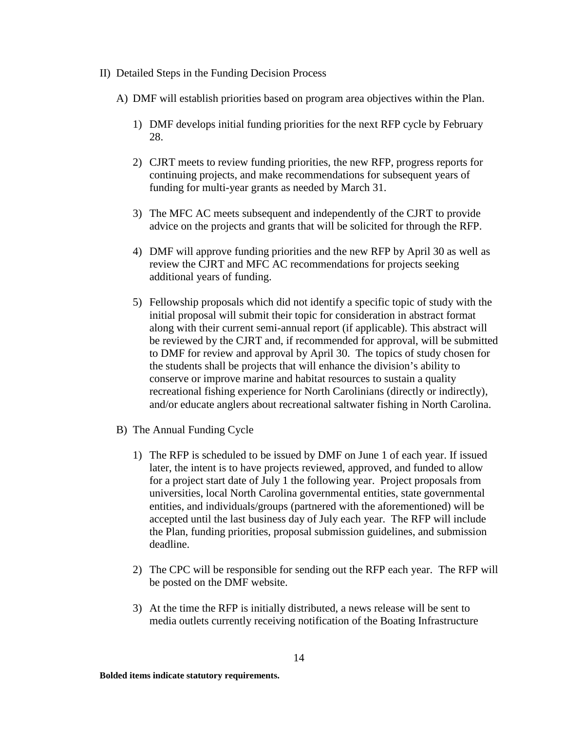II) Detailed Steps in the Funding Decision Process

A) DMF will establish priorities based on program area objectives within the Plan.

1) DMF develops initial funding priorities for the next RFP cycle by February 28.

2) CJRT meets to review funding priorities, the new RFP, progress reports for continuing projects, and make recommendations for subsequent years of funding for multi-year grants as needed by March 31.

3) The MFC AC meets subsequent and independently of the CJRT to provide advice on the projects and grants that will be solicited for through the RFP.

4) DMF will approve funding priorities and the new RFP by April 30 as well as review the CJRT and MFC AC recommendations for projects seeking additional years of funding.

5) Fellowship proposals which did not identify a specific topic of study with the initial proposal will submit their topic for consideration in abstract format along with their current semi-annual report (if applicable). This abstract will be reviewed by the CJRT and, if recommended for approval, will be submitted to DMF for review and approval by April 30. The topics of study chosen for the students shall be projects that will enhance the division's ability to conserve or improve marine and habitat resources to sustain a quality recreational fishing experience for North Carolinians (directly or indirectly), and/or educate anglers about recreational saltwater fishing in North Carolina.

B) The Annual Funding Cycle

1) The RFP is scheduled to be issued by DMF on June 1 of each year. If issued later, the intent is to have projects reviewed, approved, and funded to allow for a project start date of July 1 the following year. Project proposals from universities, local North Carolina governmental entities, state governmental entities, and individuals/groups (partnered with the aforementioned) will be accepted until the last business day of July each year. The RFP will include the Plan, funding priorities, proposal submission guidelines, and submission deadline.

2) The CPC will be responsible for sending out the RFP each year. The RFP will be posted on the DMF website.

3) At the time the RFP is initially distributed, a news release will be sent to media outlets currently receiving notification of the Boating Infrastructure

**Bolded items indicate statutory requirements.**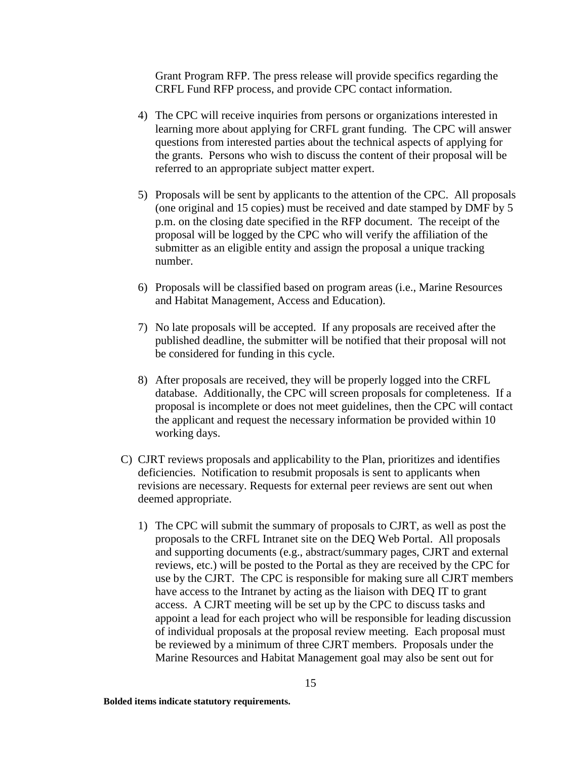Grant Program RFP. The press release will provide specifics regarding the CRFL Fund RFP process, and provide CPC contact information.

4) The CPC will receive inquiries from persons or organizations interested in learning more about applying for CRFL grant funding. The CPC will answer questions from interested parties about the technical aspects of applying for the grants. Persons who wish to discuss the content of their proposal will be referred to an appropriate subject matter expert.

5) Proposals will be sent by applicants to the attention of the CPC. All proposals (one original and 15 copies) must be received and date stamped by DMF by 5 p.m. on the closing date specified in the RFP document. The receipt of the proposal will be logged by the CPC who will verify the affiliation of the submitter as an eligible entity and assign the proposal a unique tracking number.

6) Proposals will be classified based on program areas (i.e., Marine Resources and Habitat Management, Access and Education).

7) No late proposals will be accepted. If any proposals are received after the published deadline, the submitter will be notified that their proposal will not be considered for funding in this cycle.

8) After proposals are received, they will be properly logged into the CRFL database. Additionally, the CPC will screen proposals for completeness. If a proposal is incomplete or does not meet guidelines, then the CPC will contact the applicant and request the necessary information be provided within 10 working days.

C) CJRT reviews proposals and applicability to the Plan, prioritizes and identifies deficiencies. Notification to resubmit proposals is sent to applicants when revisions are necessary. Requests for external peer reviews are sent out when deemed appropriate.

1) The CPC will submit the summary of proposals to CJRT, as well as post the proposals to the CRFL Intranet site on the DEQ Web Portal. All proposals and supporting documents (e.g., abstract/summary pages, CJRT and external reviews, etc.) will be posted to the Portal as they are received by the CPC for use by the CJRT. The CPC is responsible for making sure all CJRT members have access to the Intranet by acting as the liaison with DEQ IT to grant access. A CJRT meeting will be set up by the CPC to discuss tasks and appoint a lead for each project who will be responsible for leading discussion of individual proposals at the proposal review meeting. Each proposal must be reviewed by a minimum of three CJRT members. Proposals under the Marine Resources and Habitat Management goal may also be sent out for

**Bolded items indicate statutory requirements.**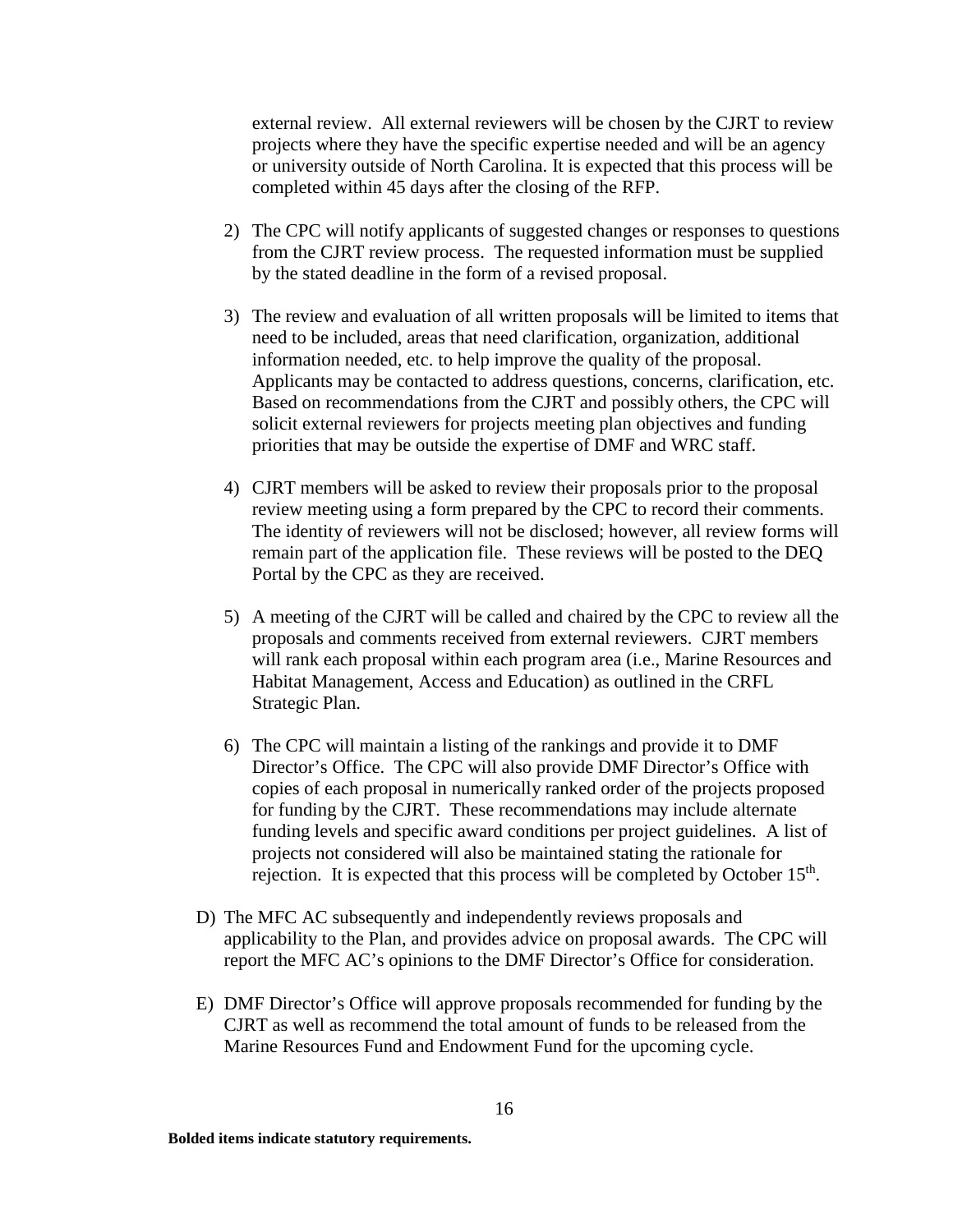external review. All external reviewers will be chosen by the CJRT to review projects where they have the specific expertise needed and will be an agency or university outside of North Carolina. It is expected that this process will be completed within 45 days after the closing of the RFP.

2) The CPC will notify applicants of suggested changes or responses to questions from the CJRT review process. The requested information must be supplied by the stated deadline in the form of a revised proposal.

3) The review and evaluation of all written proposals will be limited to items that need to be included, areas that need clarification, organization, additional information needed, etc. to help improve the quality of the proposal. Applicants may be contacted to address questions, concerns, clarification, etc. Based on recommendations from the CJRT and possibly others, the CPC will solicit external reviewers for projects meeting plan objectives and funding priorities that may be outside the expertise of DMF and WRC staff.

4) CJRT members will be asked to review their proposals prior to the proposal review meeting using a form prepared by the CPC to record their comments. The identity of reviewers will not be disclosed; however, all review forms will remain part of the application file. These reviews will be posted to the DEQ Portal by the CPC as they are received.

5) A meeting of the CJRT will be called and chaired by the CPC to review all the proposals and comments received from external reviewers. CJRT members will rank each proposal within each program area (i.e., Marine Resources and Habitat Management, Access and Education) as outlined in the CRFL Strategic Plan.

6) The CPC will maintain a listing of the rankings and provide it to DMF Director's Office. The CPC will also provide DMF Director's Office with copies of each proposal in numerically ranked order of the projects proposed for funding by the CJRT. These recommendations may include alternate funding levels and specific award conditions per project guidelines. A list of projects not considered will also be maintained stating the rationale for rejection. It is expected that this process will be completed by October 15th.

D) The MFC AC subsequently and independently reviews proposals and applicability to the Plan, and provides advice on proposal awards. The CPC will report the MFC AC's opinions to the DMF Director's Office for consideration.

E) DMF Director's Office will approve proposals recommended for funding by the CJRT as well as recommend the total amount of funds to be released from the Marine Resources Fund and Endowment Fund for the upcoming cycle.

**Bolded items indicate statutory requirements.**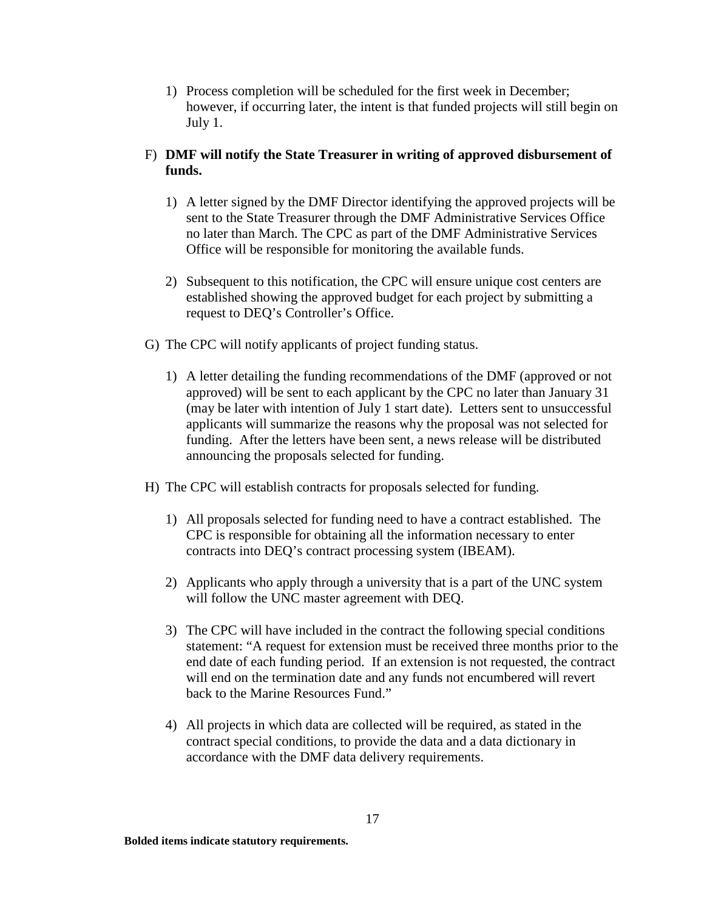1) Process completion will be scheduled for the first week in December; however, if occurring later, the intent is that funded projects will still begin on July 1.

F) **DMF will notify the State Treasurer in writing of approved disbursement of funds.**

1) A letter signed by the DMF Director identifying the approved projects will be sent to the State Treasurer through the DMF Administrative Services Office no later than March. The CPC as part of the DMF Administrative Services Office will be responsible for monitoring the available funds.

2) Subsequent to this notification, the CPC will ensure unique cost centers are established showing the approved budget for each project by submitting a request to DEQ's Controller's Office.

G) The CPC will notify applicants of project funding status.

1) A letter detailing the funding recommendations of the DMF (approved or not approved) will be sent to each applicant by the CPC no later than January 31 (may be later with intention of July 1 start date). Letters sent to unsuccessful applicants will summarize the reasons why the proposal was not selected for funding. After the letters have been sent, a news release will be distributed announcing the proposals selected for funding.

H) The CPC will establish contracts for proposals selected for funding.

1) All proposals selected for funding need to have a contract established. The CPC is responsible for obtaining all the information necessary to enter contracts into DEQ's contract processing system (IBEAM).

2) Applicants who apply through a university that is a part of the UNC system will follow the UNC master agreement with DEQ.

3) The CPC will have included in the contract the following special conditions statement: "A request for extension must be received three months prior to the end date of each funding period. If an extension is not requested, the contract will end on the termination date and any funds not encumbered will revert back to the Marine Resources Fund."

4) All projects in which data are collected will be required, as stated in the contract special conditions, to provide the data and a data dictionary in accordance with the DMF data delivery requirements.

**Bolded items indicate statutory requirements.**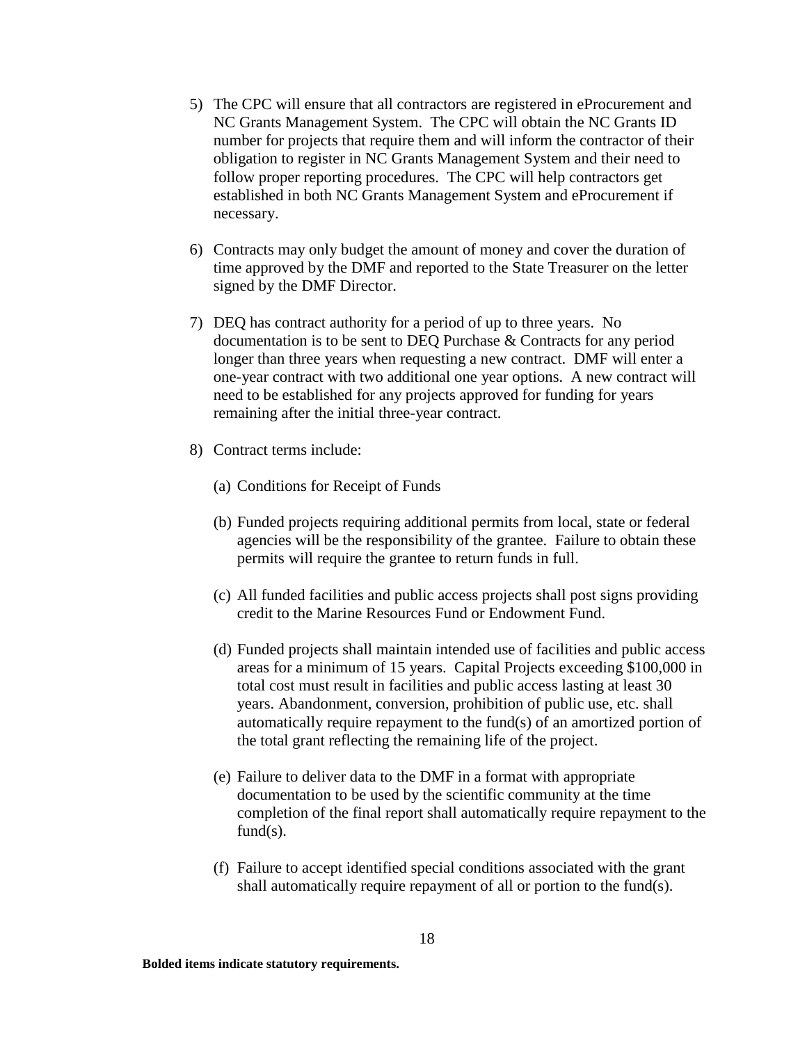5) The CPC will ensure that all contractors are registered in eProcurement and NC Grants Management System. The CPC will obtain the NC Grants ID number for projects that require them and will inform the contractor of their obligation to register in NC Grants Management System and their need to follow proper reporting procedures. The CPC will help contractors get established in both NC Grants Management System and eProcurement if necessary.

6) Contracts may only budget the amount of money and cover the duration of time approved by the DMF and reported to the State Treasurer on the letter signed by the DMF Director.

7) DEQ has contract authority for a period of up to three years. No documentation is to be sent to DEQ Purchase & Contracts for any period longer than three years when requesting a new contract. DMF will enter a one-year contract with two additional one year options. A new contract will need to be established for any projects approved for funding for years remaining after the initial three-year contract.

8) Contract terms include:

   (a) Conditions for Receipt of Funds

   (b) Funded projects requiring additional permits from local, state or federal agencies will be the responsibility of the grantee. Failure to obtain these permits will require the grantee to return funds in full.

   (c) All funded facilities and public access projects shall post signs providing credit to the Marine Resources Fund or Endowment Fund.

   (d) Funded projects shall maintain intended use of facilities and public access areas for a minimum of 15 years. Capital Projects exceeding $100,000 in total cost must result in facilities and public access lasting at least 30 years. Abandonment, conversion, prohibition of public use, etc. shall automatically require repayment to the fund(s) of an amortized portion of the total grant reflecting the remaining life of the project.

   (e) Failure to deliver data to the DMF in a format with appropriate documentation to be used by the scientific community at the time completion of the final report shall automatically require repayment to the fund(s).

   (f) Failure to accept identified special conditions associated with the grant shall automatically require repayment of all or portion to the fund(s).

**Bolded items indicate statutory requirements.**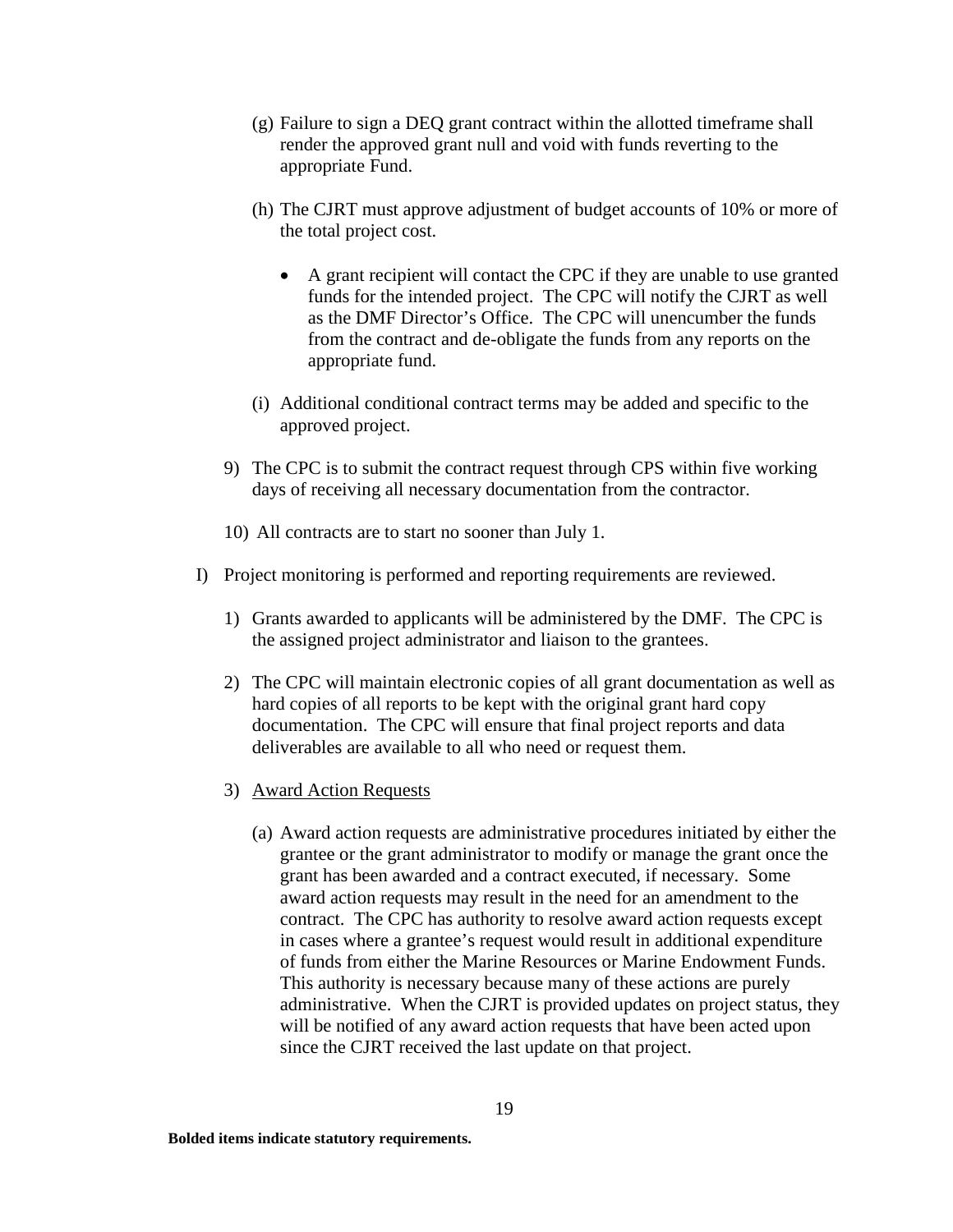(g) Failure to sign a DEQ grant contract within the allotted timeframe shall render the approved grant null and void with funds reverting to the appropriate Fund.

(h) The CJRT must approve adjustment of budget accounts of 10% or more of the total project cost.

- A grant recipient will contact the CPC if they are unable to use granted funds for the intended project. The CPC will notify the CJRT as well as the DMF Director's Office. The CPC will unencumber the funds from the contract and de-obligate the funds from any reports on the appropriate fund.

(i) Additional conditional contract terms may be added and specific to the approved project.

9) The CPC is to submit the contract request through CPS within five working days of receiving all necessary documentation from the contractor.

10) All contracts are to start no sooner than July 1.

I) Project monitoring is performed and reporting requirements are reviewed.

1) Grants awarded to applicants will be administered by the DMF. The CPC is the assigned project administrator and liaison to the grantees.

2) The CPC will maintain electronic copies of all grant documentation as well as hard copies of all reports to be kept with the original grant hard copy documentation. The CPC will ensure that final project reports and data deliverables are available to all who need or request them.

3) <u>Award Action Requests</u>

(a) Award action requests are administrative procedures initiated by either the grantee or the grant administrator to modify or manage the grant once the grant has been awarded and a contract executed, if necessary. Some award action requests may result in the need for an amendment to the contract. The CPC has authority to resolve award action requests except in cases where a grantee's request would result in additional expenditure of funds from either the Marine Resources or Marine Endowment Funds. This authority is necessary because many of these actions are purely administrative. When the CJRT is provided updates on project status, they will be notified of any award action requests that have been acted upon since the CJRT received the last update on that project.

**Bolded items indicate statutory requirements.**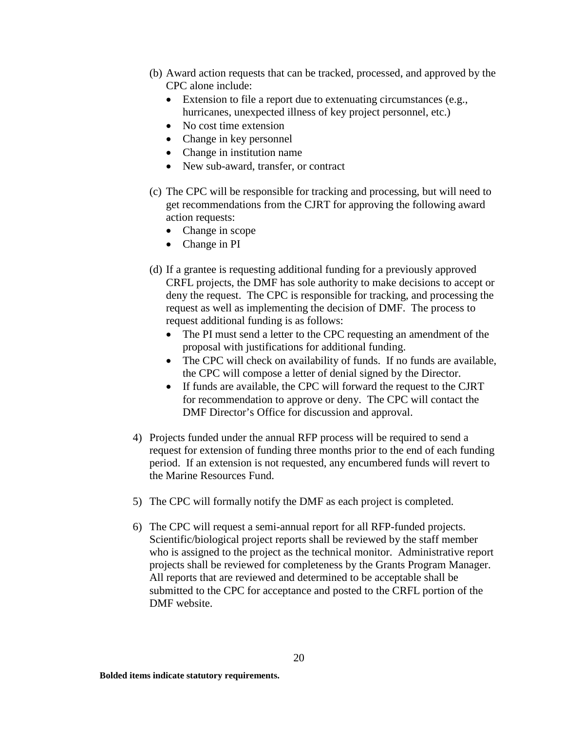(b) Award action requests that can be tracked, processed, and approved by the CPC alone include:
   - Extension to file a report due to extenuating circumstances (e.g., hurricanes, unexpected illness of key project personnel, etc.)
   - No cost time extension
   - Change in key personnel
   - Change in institution name
   - New sub-award, transfer, or contract

(c) The CPC will be responsible for tracking and processing, but will need to get recommendations from the CJRT for approving the following award action requests:
   - Change in scope
   - Change in PI

(d) If a grantee is requesting additional funding for a previously approved CRFL projects, the DMF has sole authority to make decisions to accept or deny the request. The CPC is responsible for tracking, and processing the request as well as implementing the decision of DMF. The process to request additional funding is as follows:
   - The PI must send a letter to the CPC requesting an amendment of the proposal with justifications for additional funding.
   - The CPC will check on availability of funds. If no funds are available, the CPC will compose a letter of denial signed by the Director.
   - If funds are available, the CPC will forward the request to the CJRT for recommendation to approve or deny. The CPC will contact the DMF Director's Office for discussion and approval.

4) Projects funded under the annual RFP process will be required to send a request for extension of funding three months prior to the end of each funding period. If an extension is not requested, any encumbered funds will revert to the Marine Resources Fund.

5) The CPC will formally notify the DMF as each project is completed.

6) The CPC will request a semi-annual report for all RFP-funded projects. Scientific/biological project reports shall be reviewed by the staff member who is assigned to the project as the technical monitor. Administrative report projects shall be reviewed for completeness by the Grants Program Manager. All reports that are reviewed and determined to be acceptable shall be submitted to the CPC for acceptance and posted to the CRFL portion of the DMF website.

**Bolded items indicate statutory requirements.**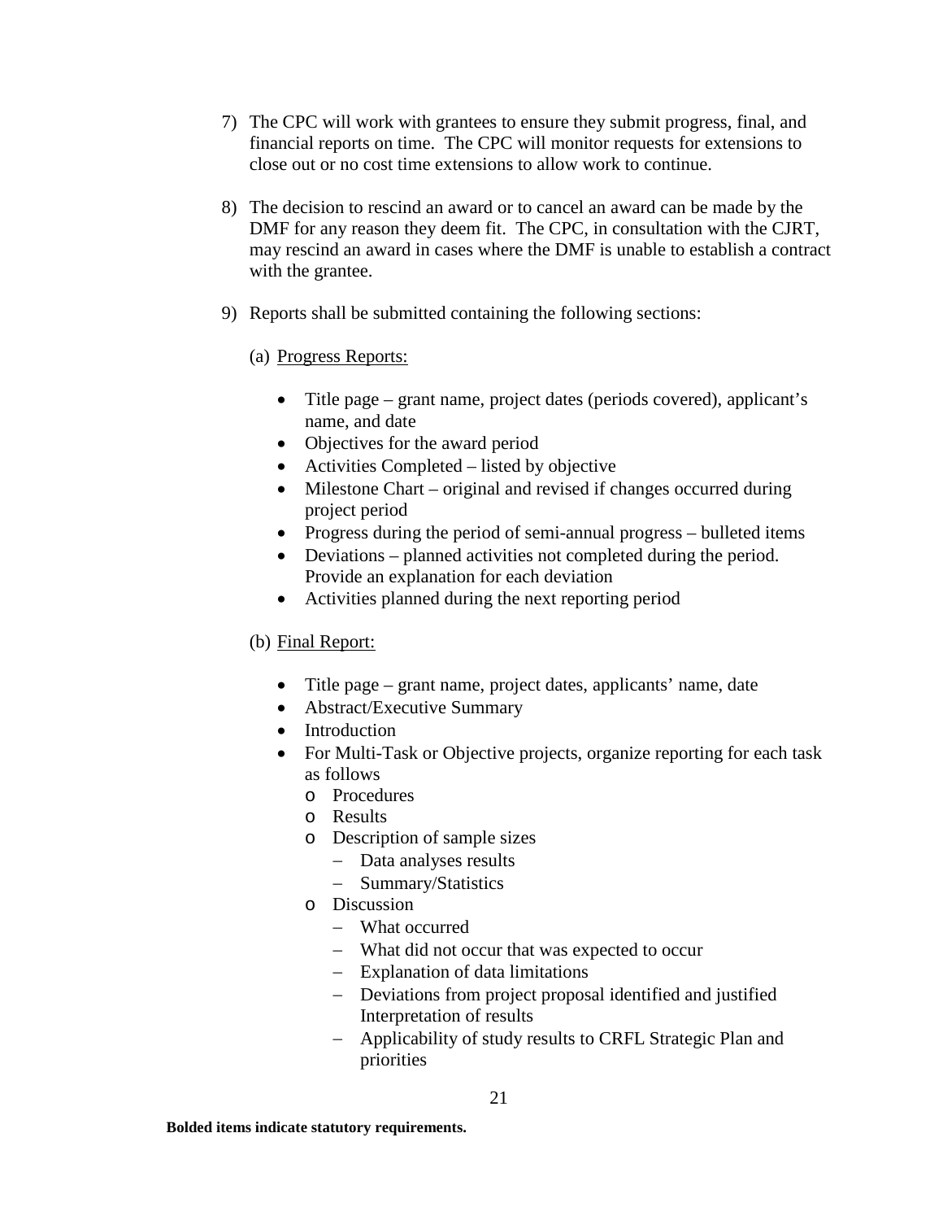7) The CPC will work with grantees to ensure they submit progress, final, and financial reports on time. The CPC will monitor requests for extensions to close out or no cost time extensions to allow work to continue.

8) The decision to rescind an award or to cancel an award can be made by the DMF for any reason they deem fit. The CPC, in consultation with the CJRT, may rescind an award in cases where the DMF is unable to establish a contract with the grantee.

9) Reports shall be submitted containing the following sections:

   (a) <u>Progress Reports:</u>

   - Title page – grant name, project dates (periods covered), applicant's name, and date
   - Objectives for the award period
   - Activities Completed – listed by objective
   - Milestone Chart – original and revised if changes occurred during project period
   - Progress during the period of semi-annual progress – bulleted items
   - Deviations – planned activities not completed during the period. Provide an explanation for each deviation
   - Activities planned during the next reporting period

   (b) <u>Final Report:</u>

   - Title page – grant name, project dates, applicants' name, date
   - Abstract/Executive Summary
   - Introduction
   - For Multi-Task or Objective projects, organize reporting for each task as follows
     - Procedures
     - Results
     - Description of sample sizes
       - Data analyses results
       - Summary/Statistics
     - Discussion
       - What occurred
       - What did not occur that was expected to occur
       - Explanation of data limitations
       - Deviations from project proposal identified and justified Interpretation of results
       - Applicability of study results to CRFL Strategic Plan and priorities

**Bolded items indicate statutory requirements.**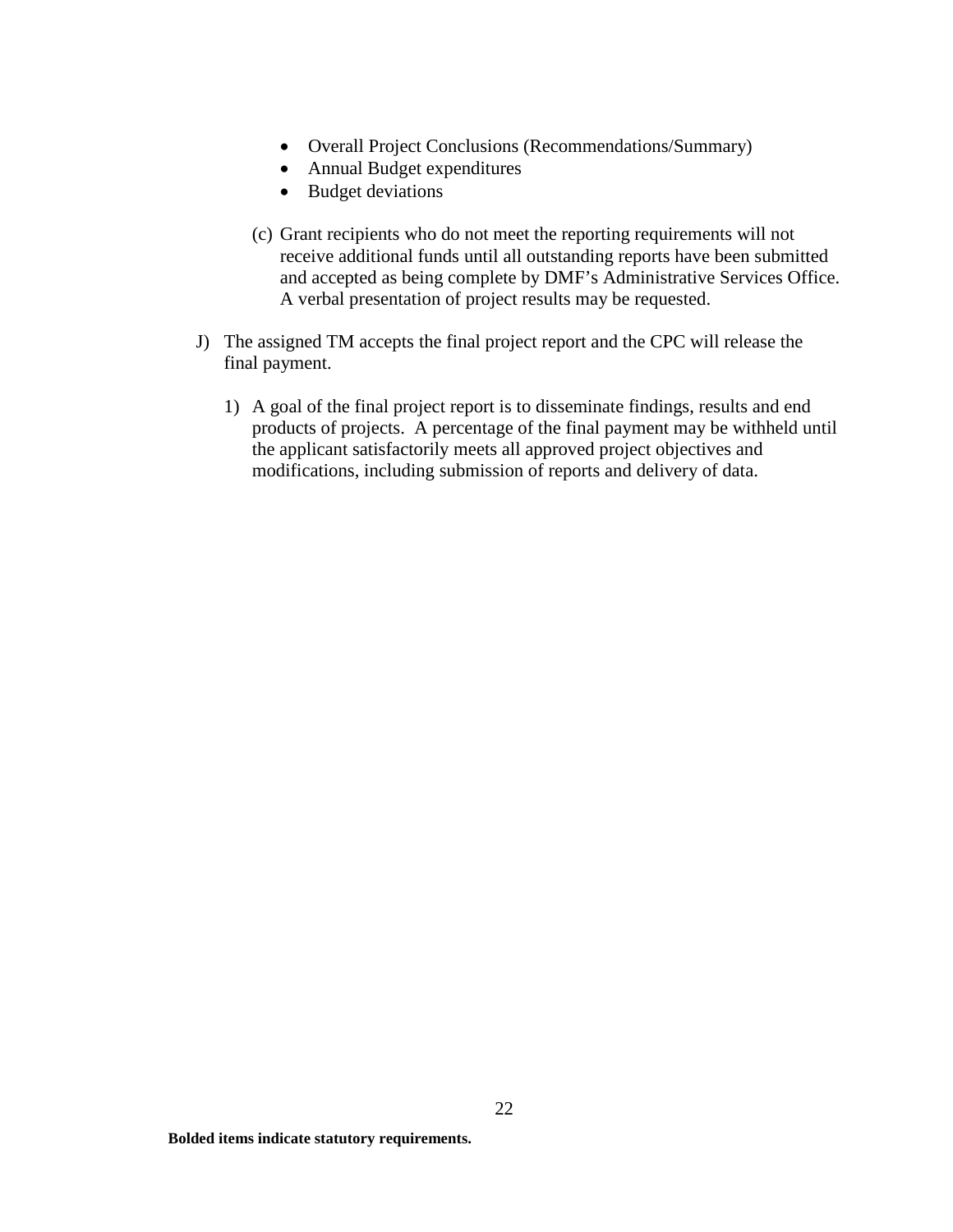- Overall Project Conclusions (Recommendations/Summary)
- Annual Budget expenditures
- Budget deviations

(c) Grant recipients who do not meet the reporting requirements will not receive additional funds until all outstanding reports have been submitted and accepted as being complete by DMF's Administrative Services Office. A verbal presentation of project results may be requested.

J) The assigned TM accepts the final project report and the CPC will release the final payment.

1) A goal of the final project report is to disseminate findings, results and end products of projects. A percentage of the final payment may be withheld until the applicant satisfactorily meets all approved project objectives and modifications, including submission of reports and delivery of data.

**Bolded items indicate statutory requirements.**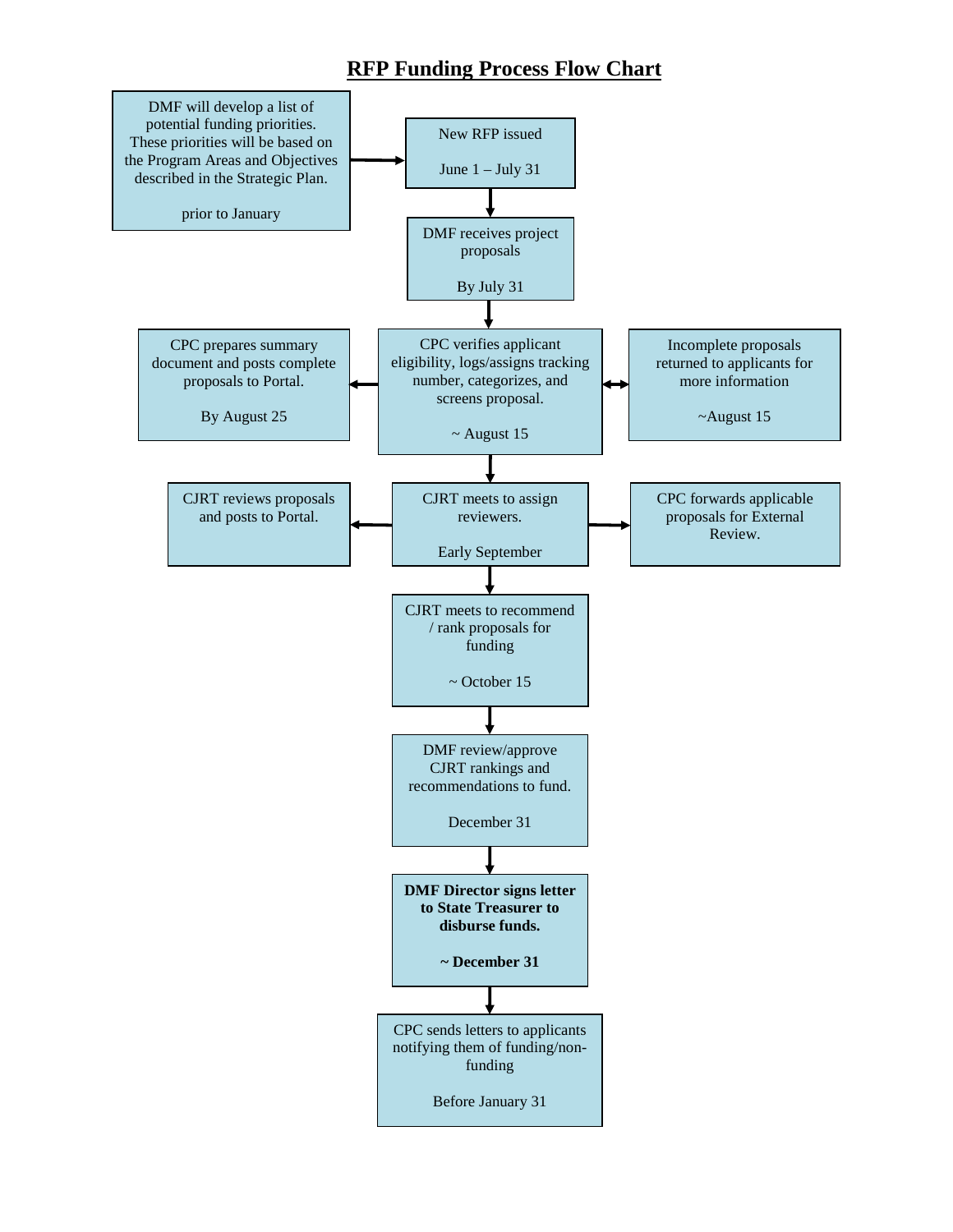# RFP Funding Process Flow Chart

DMF will develop a list of potential funding priorities. These priorities will be based on the Program Areas and Objectives described in the Strategic Plan.

prior to January

New RFP issued

June 1 – July 31

DMF receives project proposals

By July 31

CPC prepares summary document and posts complete proposals to Portal.

By August 25

CPC verifies applicant eligibility, logs/assigns tracking number, categorizes, and screens proposal.

~ August 15

Incomplete proposals returned to applicants for more information

~August 15

CJRT reviews proposals and posts to Portal.

CJRT meets to assign reviewers.

Early September

CPC forwards applicable proposals for External Review.

CJRT meets to recommend / rank proposals for funding

~ October 15

DMF review/approve CJRT rankings and recommendations to fund.

December 31

**DMF Director signs letter to State Treasurer to disburse funds.**

**~ December 31**

CPC sends letters to applicants notifying them of funding/non-funding

Before January 31